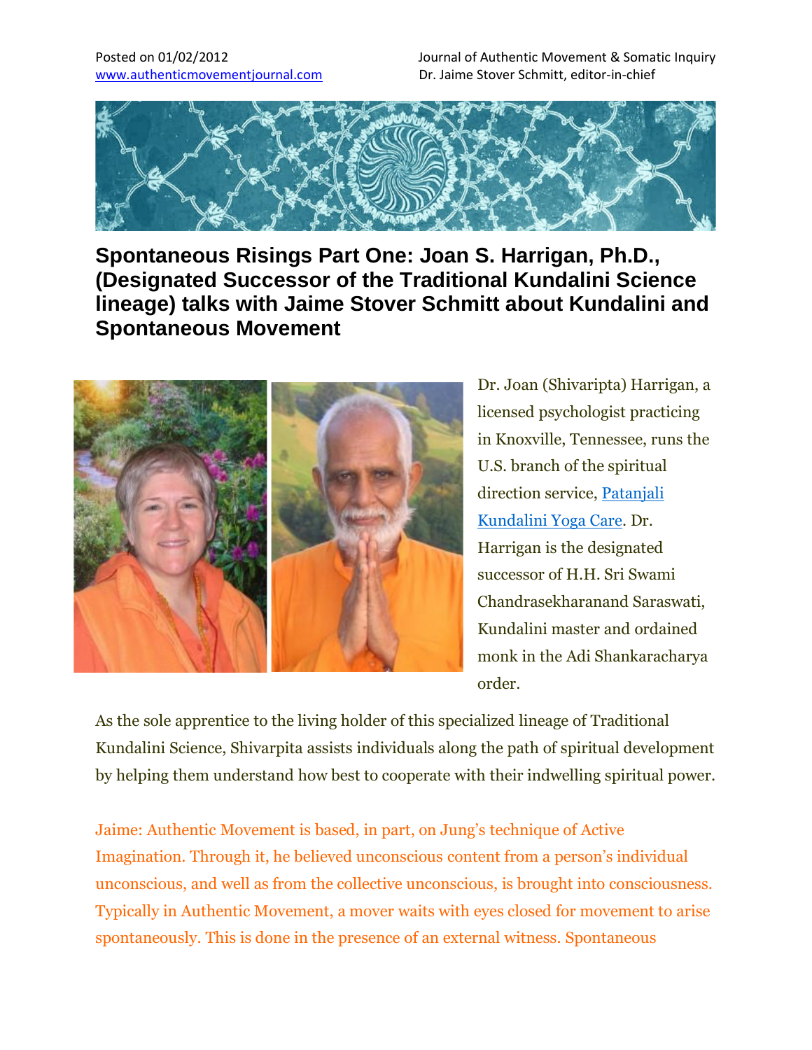Posted on 01/02/2012
www.authenticmovementjournal.com

Journal of Authentic Movement & Somatic Inquiry
Dr. Jaime Stover Schmitt, editor-in-chief

# Spontaneous Risings Part One: Joan S. Harrigan, Ph.D., (Designated Successor of the Traditional Kundalini Science lineage) talks with Jaime Stover Schmitt about Kundalini and Spontaneous Movement

Dr. Joan (Shivaripta) Harrigan, a licensed psychologist practicing in Knoxville, Tennessee, runs the U.S. branch of the spiritual direction service, [Patanjali Kundalini Yoga Care](). Dr. Harrigan is the designated successor of H.H. Sri Swami Chandrasekharanand Saraswati, Kundalini master and ordained monk in the Adi Shankaracharya order.

As the sole apprentice to the living holder of this specialized lineage of Traditional Kundalini Science, Shivarpita assists individuals along the path of spiritual development by helping them understand how best to cooperate with their indwelling spiritual power.

Jaime: Authentic Movement is based, in part, on Jung's technique of Active Imagination. Through it, he believed unconscious content from a person's individual unconscious, and well as from the collective unconscious, is brought into consciousness. Typically in Authentic Movement, a mover waits with eyes closed for movement to arise spontaneously. This is done in the presence of an external witness. Spontaneous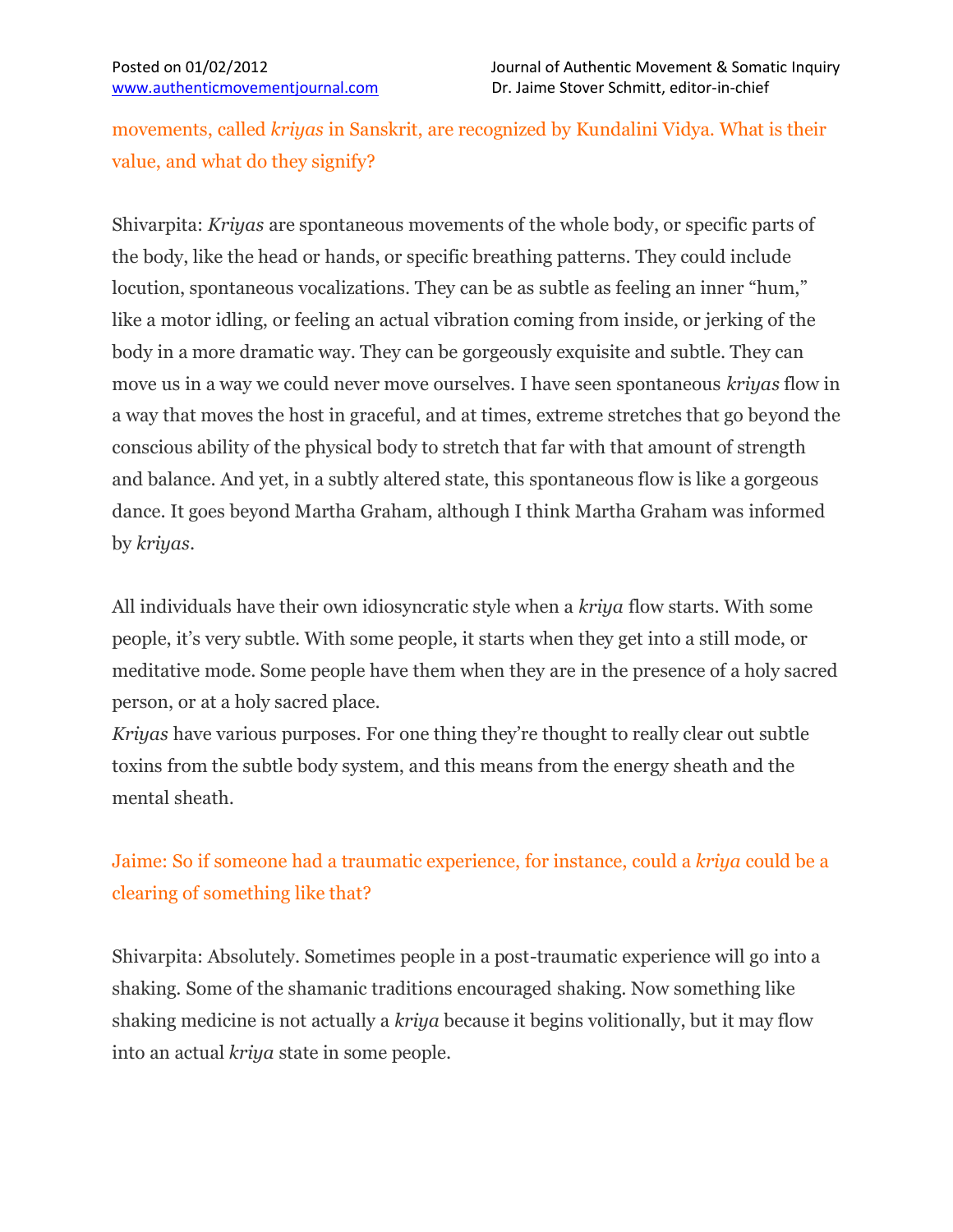movements, called *kriyas* in Sanskrit, are recognized by Kundalini Vidya. What is their value, and what do they signify?

Shivarpita: *Kriyas* are spontaneous movements of the whole body, or specific parts of the body, like the head or hands, or specific breathing patterns. They could include locution, spontaneous vocalizations. They can be as subtle as feeling an inner "hum," like a motor idling, or feeling an actual vibration coming from inside, or jerking of the body in a more dramatic way. They can be gorgeously exquisite and subtle. They can move us in a way we could never move ourselves. I have seen spontaneous *kriyas* flow in a way that moves the host in graceful, and at times, extreme stretches that go beyond the conscious ability of the physical body to stretch that far with that amount of strength and balance. And yet, in a subtly altered state, this spontaneous flow is like a gorgeous dance. It goes beyond Martha Graham, although I think Martha Graham was informed by *kriyas*.

All individuals have their own idiosyncratic style when a *kriya* flow starts. With some people, it's very subtle. With some people, it starts when they get into a still mode, or meditative mode. Some people have them when they are in the presence of a holy sacred person, or at a holy sacred place.

*Kriyas* have various purposes. For one thing they're thought to really clear out subtle toxins from the subtle body system, and this means from the energy sheath and the mental sheath.

Jaime: So if someone had a traumatic experience, for instance, could a *kriya* could be a clearing of something like that?

Shivarpita: Absolutely. Sometimes people in a post-traumatic experience will go into a shaking. Some of the shamanic traditions encouraged shaking. Now something like shaking medicine is not actually a *kriya* because it begins volitionally, but it may flow into an actual *kriya* state in some people.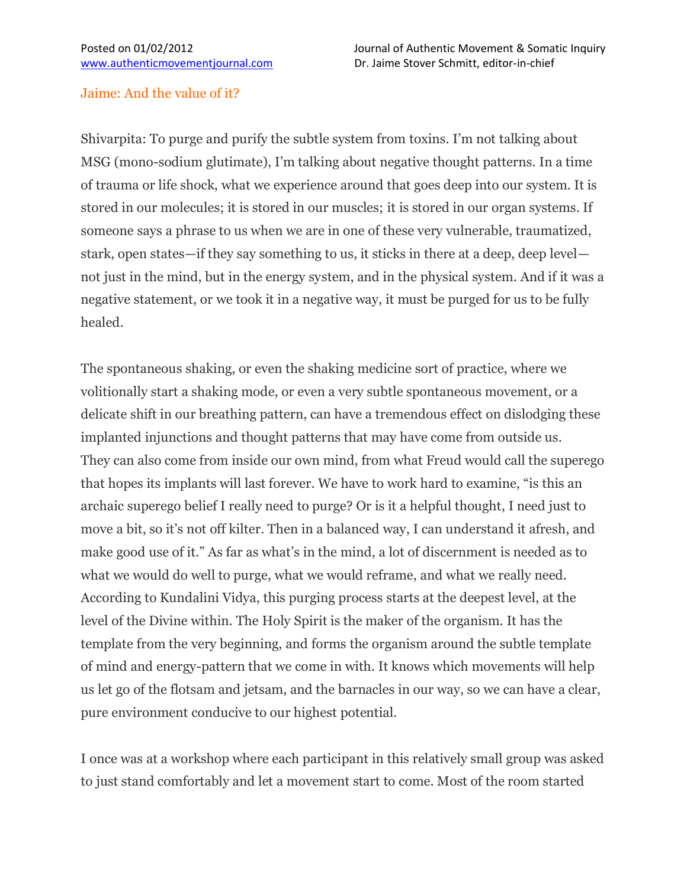Jaime: And the value of it?

Shivarpita: To purge and purify the subtle system from toxins. I'm not talking about MSG (mono-sodium glutimate), I'm talking about negative thought patterns. In a time of trauma or life shock, what we experience around that goes deep into our system. It is stored in our molecules; it is stored in our muscles; it is stored in our organ systems. If someone says a phrase to us when we are in one of these very vulnerable, traumatized, stark, open states—if they say something to us, it sticks in there at a deep, deep level—not just in the mind, but in the energy system, and in the physical system. And if it was a negative statement, or we took it in a negative way, it must be purged for us to be fully healed.

The spontaneous shaking, or even the shaking medicine sort of practice, where we volitionally start a shaking mode, or even a very subtle spontaneous movement, or a delicate shift in our breathing pattern, can have a tremendous effect on dislodging these implanted injunctions and thought patterns that may have come from outside us. They can also come from inside our own mind, from what Freud would call the superego that hopes its implants will last forever. We have to work hard to examine, "is this an archaic superego belief I really need to purge? Or is it a helpful thought, I need just to move a bit, so it's not off kilter. Then in a balanced way, I can understand it afresh, and make good use of it." As far as what's in the mind, a lot of discernment is needed as to what we would do well to purge, what we would reframe, and what we really need. According to Kundalini Vidya, this purging process starts at the deepest level, at the level of the Divine within. The Holy Spirit is the maker of the organism. It has the template from the very beginning, and forms the organism around the subtle template of mind and energy-pattern that we come in with. It knows which movements will help us let go of the flotsam and jetsam, and the barnacles in our way, so we can have a clear, pure environment conducive to our highest potential.

I once was at a workshop where each participant in this relatively small group was asked to just stand comfortably and let a movement start to come. Most of the room started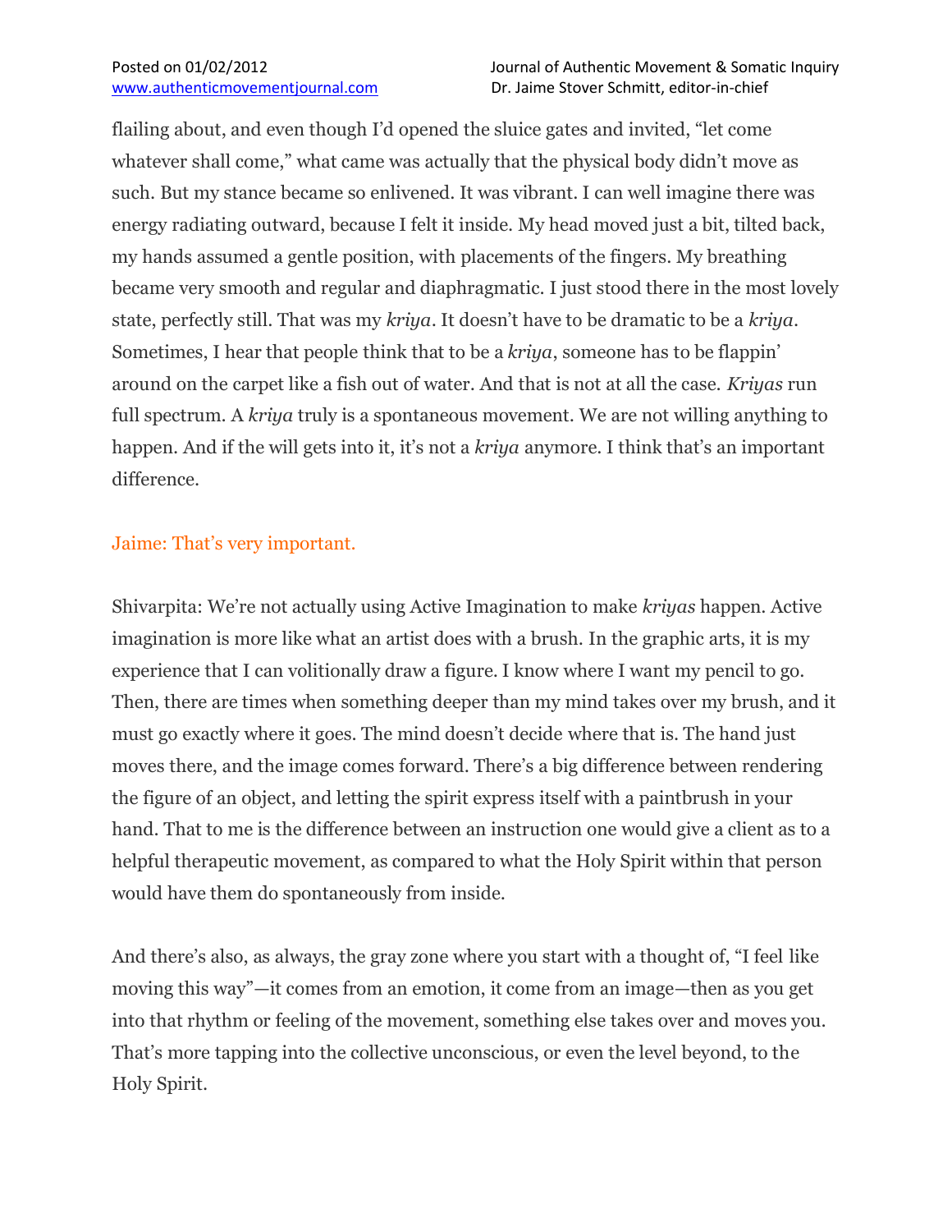flailing about, and even though I'd opened the sluice gates and invited, "let come whatever shall come," what came was actually that the physical body didn't move as such. But my stance became so enlivened. It was vibrant. I can well imagine there was energy radiating outward, because I felt it inside. My head moved just a bit, tilted back, my hands assumed a gentle position, with placements of the fingers. My breathing became very smooth and regular and diaphragmatic. I just stood there in the most lovely state, perfectly still. That was my *kriya*. It doesn't have to be dramatic to be a *kriya*. Sometimes, I hear that people think that to be a *kriya*, someone has to be flappin' around on the carpet like a fish out of water. And that is not at all the case. *Kriyas* run full spectrum. A *kriya* truly is a spontaneous movement. We are not willing anything to happen. And if the will gets into it, it's not a *kriya* anymore. I think that's an important difference.

Jaime: That's very important.

Shivarpita: We're not actually using Active Imagination to make *kriyas* happen. Active imagination is more like what an artist does with a brush. In the graphic arts, it is my experience that I can volitionally draw a figure. I know where I want my pencil to go. Then, there are times when something deeper than my mind takes over my brush, and it must go exactly where it goes. The mind doesn't decide where that is. The hand just moves there, and the image comes forward. There's a big difference between rendering the figure of an object, and letting the spirit express itself with a paintbrush in your hand. That to me is the difference between an instruction one would give a client as to a helpful therapeutic movement, as compared to what the Holy Spirit within that person would have them do spontaneously from inside.

And there's also, as always, the gray zone where you start with a thought of, "I feel like moving this way"—it comes from an emotion, it come from an image—then as you get into that rhythm or feeling of the movement, something else takes over and moves you. That's more tapping into the collective unconscious, or even the level beyond, to the Holy Spirit.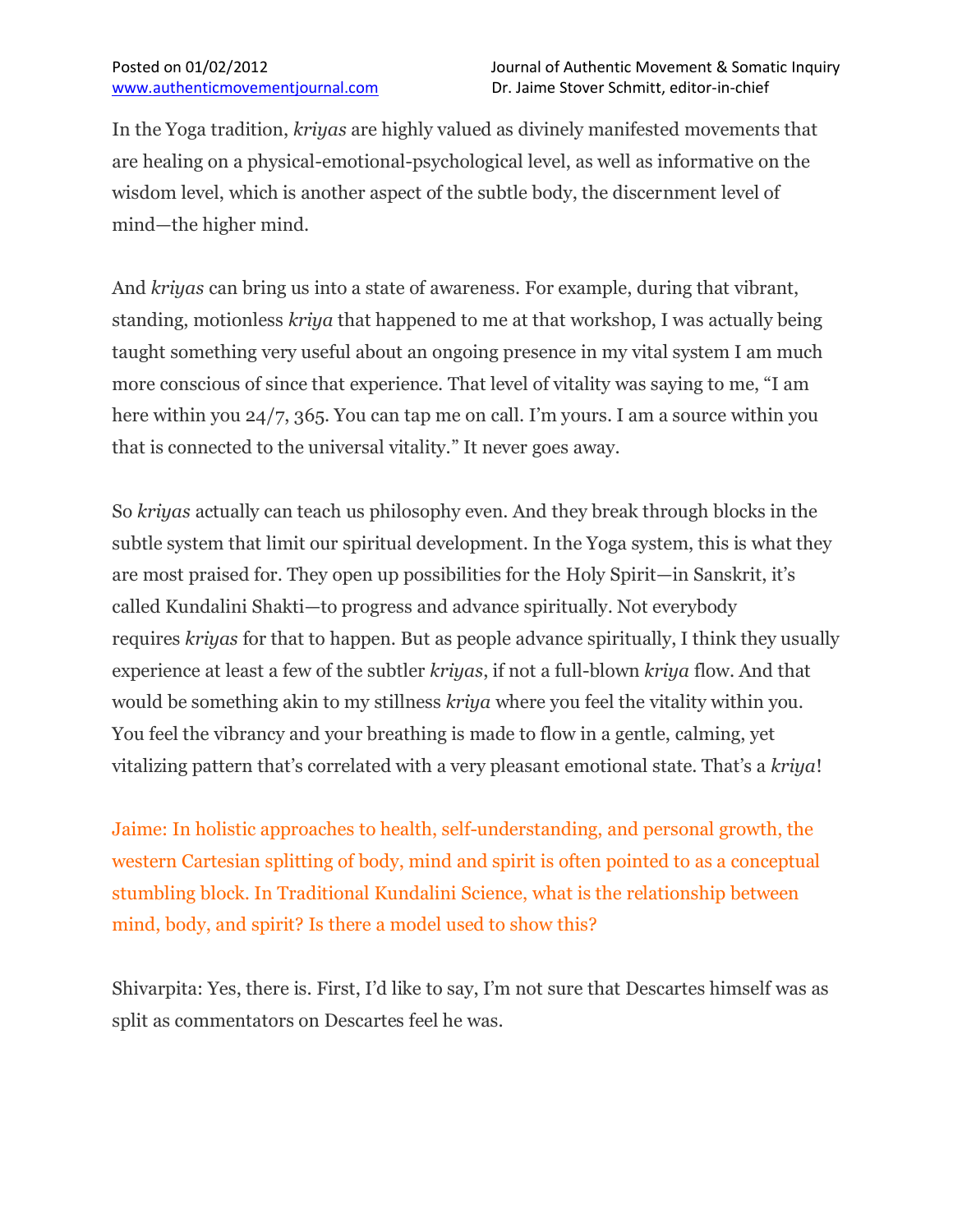In the Yoga tradition, *kriyas* are highly valued as divinely manifested movements that are healing on a physical-emotional-psychological level, as well as informative on the wisdom level, which is another aspect of the subtle body, the discernment level of mind—the higher mind.

And *kriyas* can bring us into a state of awareness. For example, during that vibrant, standing, motionless *kriya* that happened to me at that workshop, I was actually being taught something very useful about an ongoing presence in my vital system I am much more conscious of since that experience. That level of vitality was saying to me, "I am here within you 24/7, 365. You can tap me on call. I'm yours. I am a source within you that is connected to the universal vitality." It never goes away.

So *kriyas* actually can teach us philosophy even. And they break through blocks in the subtle system that limit our spiritual development. In the Yoga system, this is what they are most praised for. They open up possibilities for the Holy Spirit—in Sanskrit, it's called Kundalini Shakti—to progress and advance spiritually. Not everybody requires *kriyas* for that to happen. But as people advance spiritually, I think they usually experience at least a few of the subtler *kriyas*, if not a full-blown *kriya* flow. And that would be something akin to my stillness *kriya* where you feel the vitality within you. You feel the vibrancy and your breathing is made to flow in a gentle, calming, yet vitalizing pattern that's correlated with a very pleasant emotional state. That's a *kriya*!

Jaime: In holistic approaches to health, self-understanding, and personal growth, the western Cartesian splitting of body, mind and spirit is often pointed to as a conceptual stumbling block. In Traditional Kundalini Science, what is the relationship between mind, body, and spirit? Is there a model used to show this?

Shivarpita: Yes, there is. First, I'd like to say, I'm not sure that Descartes himself was as split as commentators on Descartes feel he was.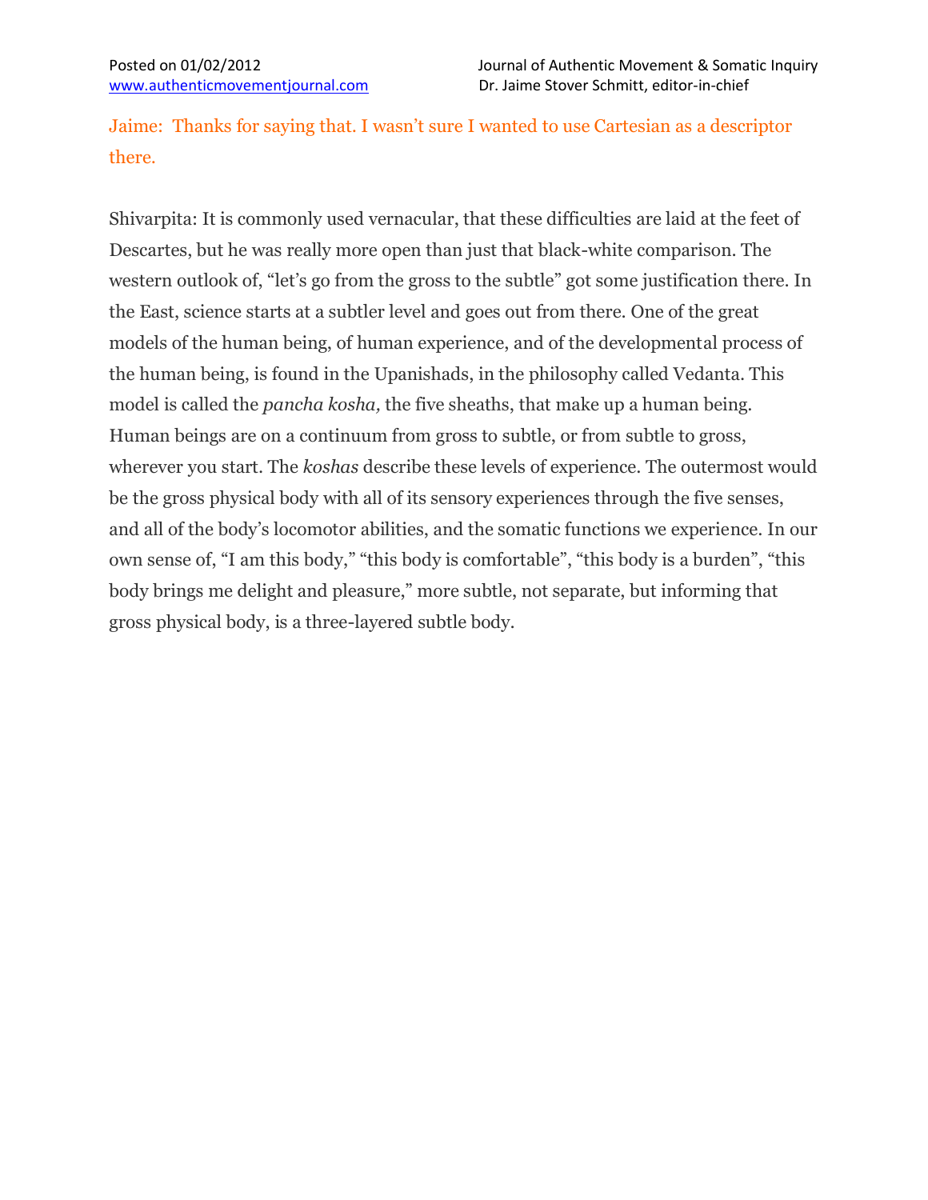Jaime: Thanks for saying that. I wasn't sure I wanted to use Cartesian as a descriptor there.

Shivarpita: It is commonly used vernacular, that these difficulties are laid at the feet of Descartes, but he was really more open than just that black-white comparison. The western outlook of, "let's go from the gross to the subtle" got some justification there. In the East, science starts at a subtler level and goes out from there. One of the great models of the human being, of human experience, and of the developmental process of the human being, is found in the Upanishads, in the philosophy called Vedanta. This model is called the *pancha kosha,* the five sheaths, that make up a human being. Human beings are on a continuum from gross to subtle, or from subtle to gross, wherever you start. The *koshas* describe these levels of experience. The outermost would be the gross physical body with all of its sensory experiences through the five senses, and all of the body's locomotor abilities, and the somatic functions we experience. In our own sense of, "I am this body," "this body is comfortable", "this body is a burden", "this body brings me delight and pleasure," more subtle, not separate, but informing that gross physical body, is a three-layered subtle body.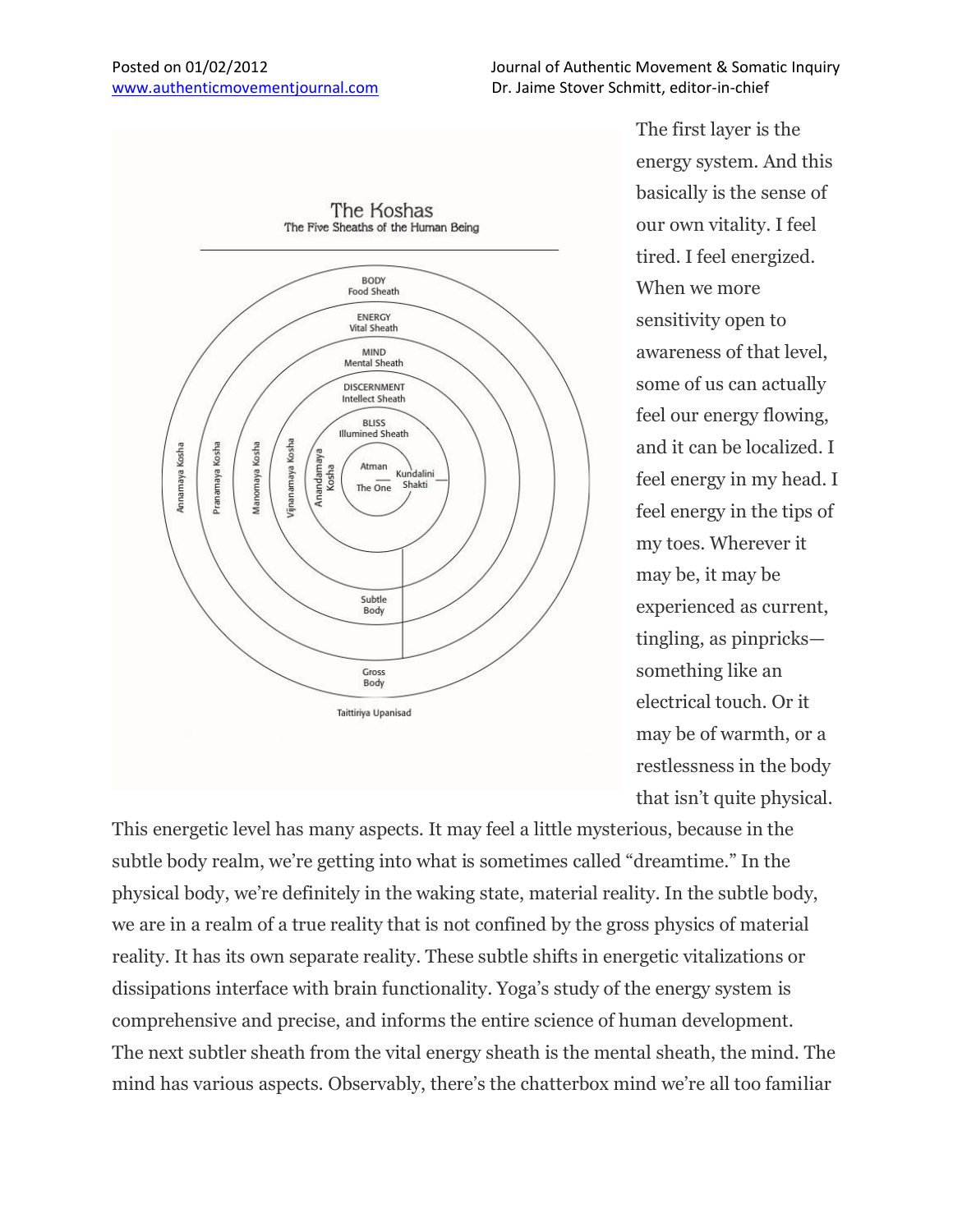The first layer is the energy system. And this basically is the sense of our own vitality. I feel tired. I feel energized. When we more sensitivity open to awareness of that level, some of us can actually feel our energy flowing, and it can be localized. I feel energy in my head. I feel energy in the tips of my toes. Wherever it may be, it may be experienced as current, tingling, as pinpricks—something like an electrical touch. Or it may be of warmth, or a restlessness in the body that isn't quite physical.

This energetic level has many aspects. It may feel a little mysterious, because in the subtle body realm, we're getting into what is sometimes called "dreamtime." In the physical body, we're definitely in the waking state, material reality. In the subtle body, we are in a realm of a true reality that is not confined by the gross physics of material reality. It has its own separate reality. These subtle shifts in energetic vitalizations or dissipations interface with brain functionality. Yoga's study of the energy system is comprehensive and precise, and informs the entire science of human development.

The next subtler sheath from the vital energy sheath is the mental sheath, the mind. The mind has various aspects. Observably, there's the chatterbox mind we're all too familiar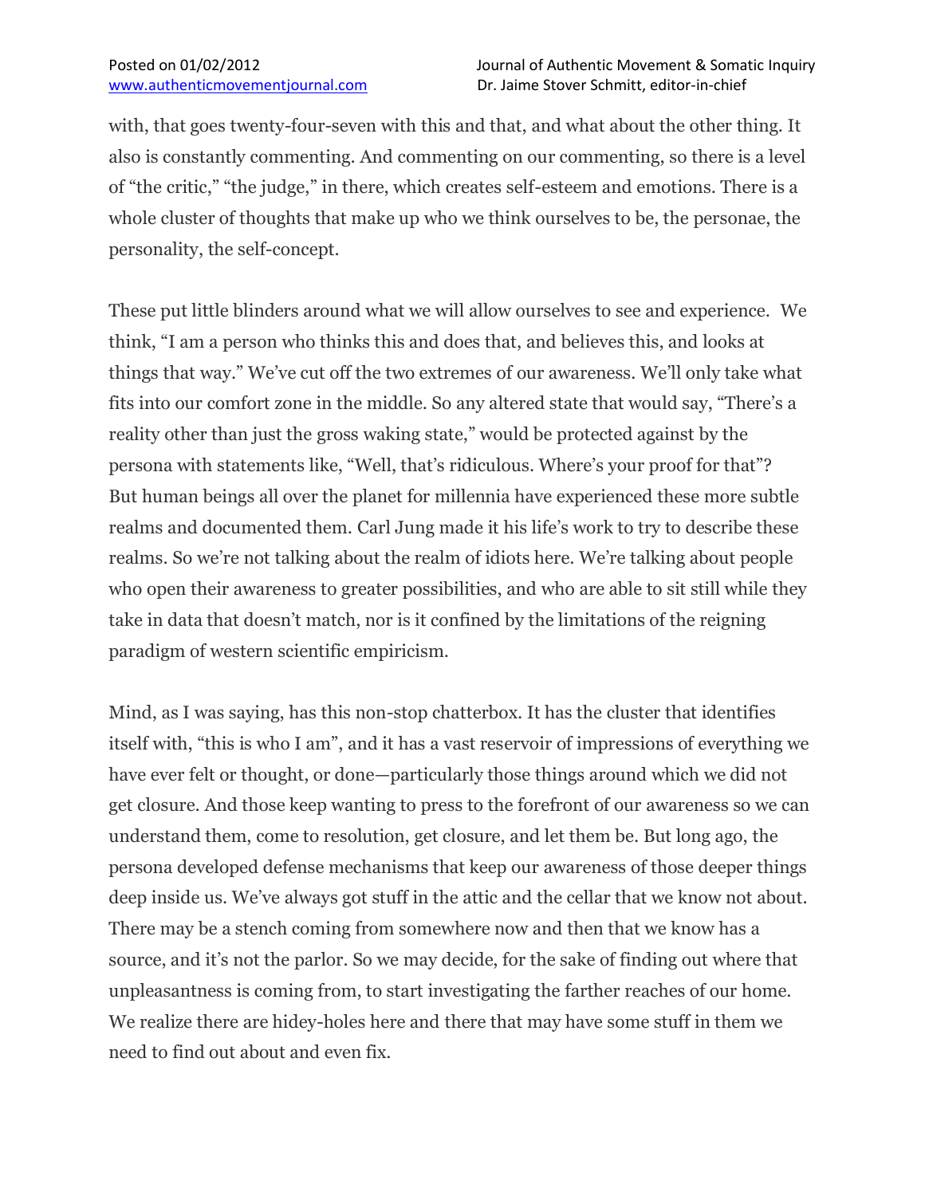with, that goes twenty-four-seven with this and that, and what about the other thing. It also is constantly commenting. And commenting on our commenting, so there is a level of "the critic," "the judge," in there, which creates self-esteem and emotions. There is a whole cluster of thoughts that make up who we think ourselves to be, the personae, the personality, the self-concept.

These put little blinders around what we will allow ourselves to see and experience. We think, "I am a person who thinks this and does that, and believes this, and looks at things that way." We've cut off the two extremes of our awareness. We'll only take what fits into our comfort zone in the middle. So any altered state that would say, "There's a reality other than just the gross waking state," would be protected against by the persona with statements like, "Well, that's ridiculous. Where's your proof for that"? But human beings all over the planet for millennia have experienced these more subtle realms and documented them. Carl Jung made it his life's work to try to describe these realms. So we're not talking about the realm of idiots here. We're talking about people who open their awareness to greater possibilities, and who are able to sit still while they take in data that doesn't match, nor is it confined by the limitations of the reigning paradigm of western scientific empiricism.

Mind, as I was saying, has this non-stop chatterbox. It has the cluster that identifies itself with, "this is who I am", and it has a vast reservoir of impressions of everything we have ever felt or thought, or done—particularly those things around which we did not get closure. And those keep wanting to press to the forefront of our awareness so we can understand them, come to resolution, get closure, and let them be. But long ago, the persona developed defense mechanisms that keep our awareness of those deeper things deep inside us. We've always got stuff in the attic and the cellar that we know not about. There may be a stench coming from somewhere now and then that we know has a source, and it's not the parlor. So we may decide, for the sake of finding out where that unpleasantness is coming from, to start investigating the farther reaches of our home. We realize there are hidey-holes here and there that may have some stuff in them we need to find out about and even fix.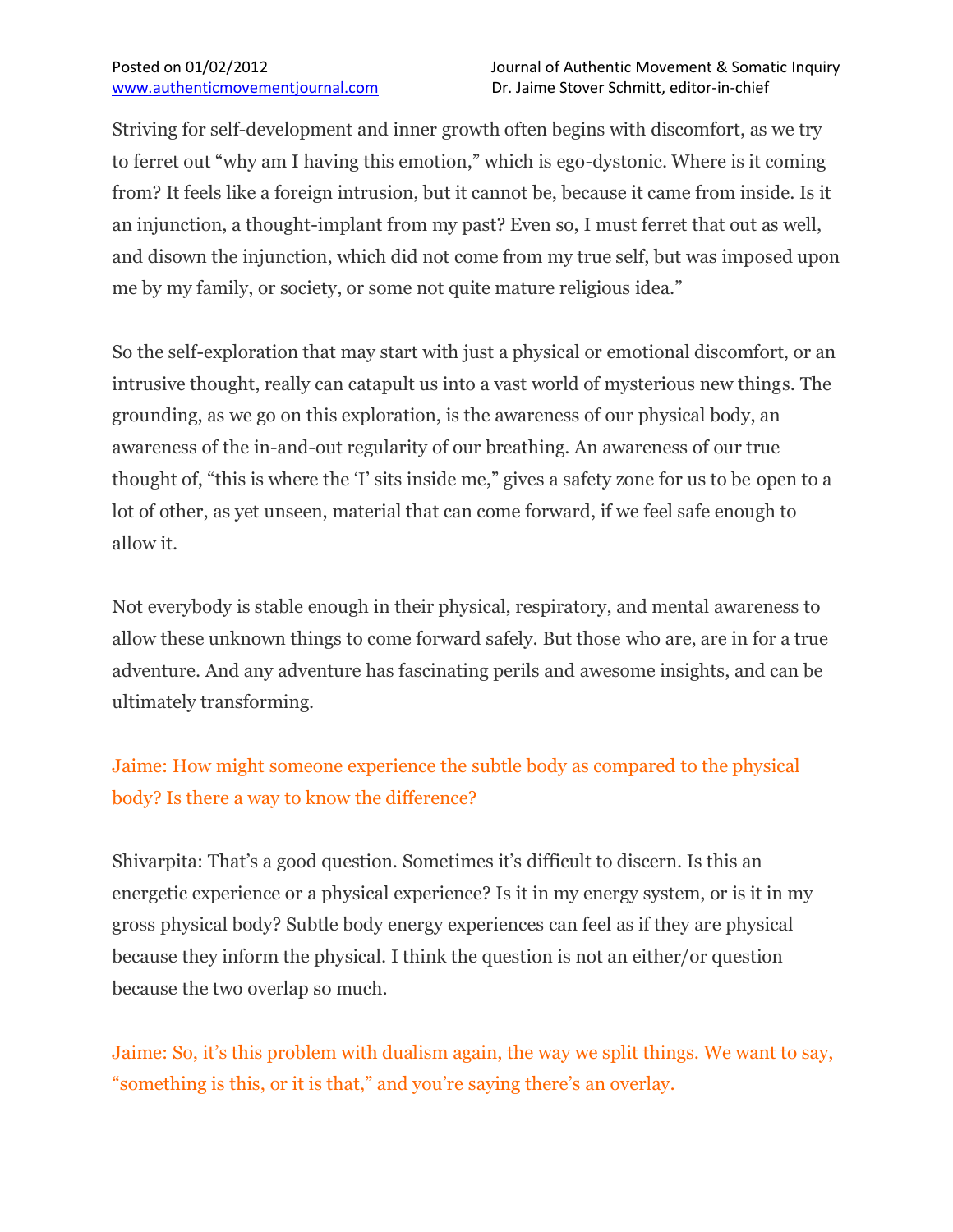Striving for self-development and inner growth often begins with discomfort, as we try to ferret out "why am I having this emotion," which is ego-dystonic. Where is it coming from? It feels like a foreign intrusion, but it cannot be, because it came from inside. Is it an injunction, a thought-implant from my past? Even so, I must ferret that out as well, and disown the injunction, which did not come from my true self, but was imposed upon me by my family, or society, or some not quite mature religious idea."

So the self-exploration that may start with just a physical or emotional discomfort, or an intrusive thought, really can catapult us into a vast world of mysterious new things. The grounding, as we go on this exploration, is the awareness of our physical body, an awareness of the in-and-out regularity of our breathing. An awareness of our true thought of, "this is where the 'I' sits inside me," gives a safety zone for us to be open to a lot of other, as yet unseen, material that can come forward, if we feel safe enough to allow it.

Not everybody is stable enough in their physical, respiratory, and mental awareness to allow these unknown things to come forward safely. But those who are, are in for a true adventure. And any adventure has fascinating perils and awesome insights, and can be ultimately transforming.

Jaime: How might someone experience the subtle body as compared to the physical body? Is there a way to know the difference?

Shivarpita: That's a good question. Sometimes it's difficult to discern. Is this an energetic experience or a physical experience? Is it in my energy system, or is it in my gross physical body? Subtle body energy experiences can feel as if they are physical because they inform the physical. I think the question is not an either/or question because the two overlap so much.

Jaime: So, it's this problem with dualism again, the way we split things. We want to say, "something is this, or it is that," and you're saying there's an overlay.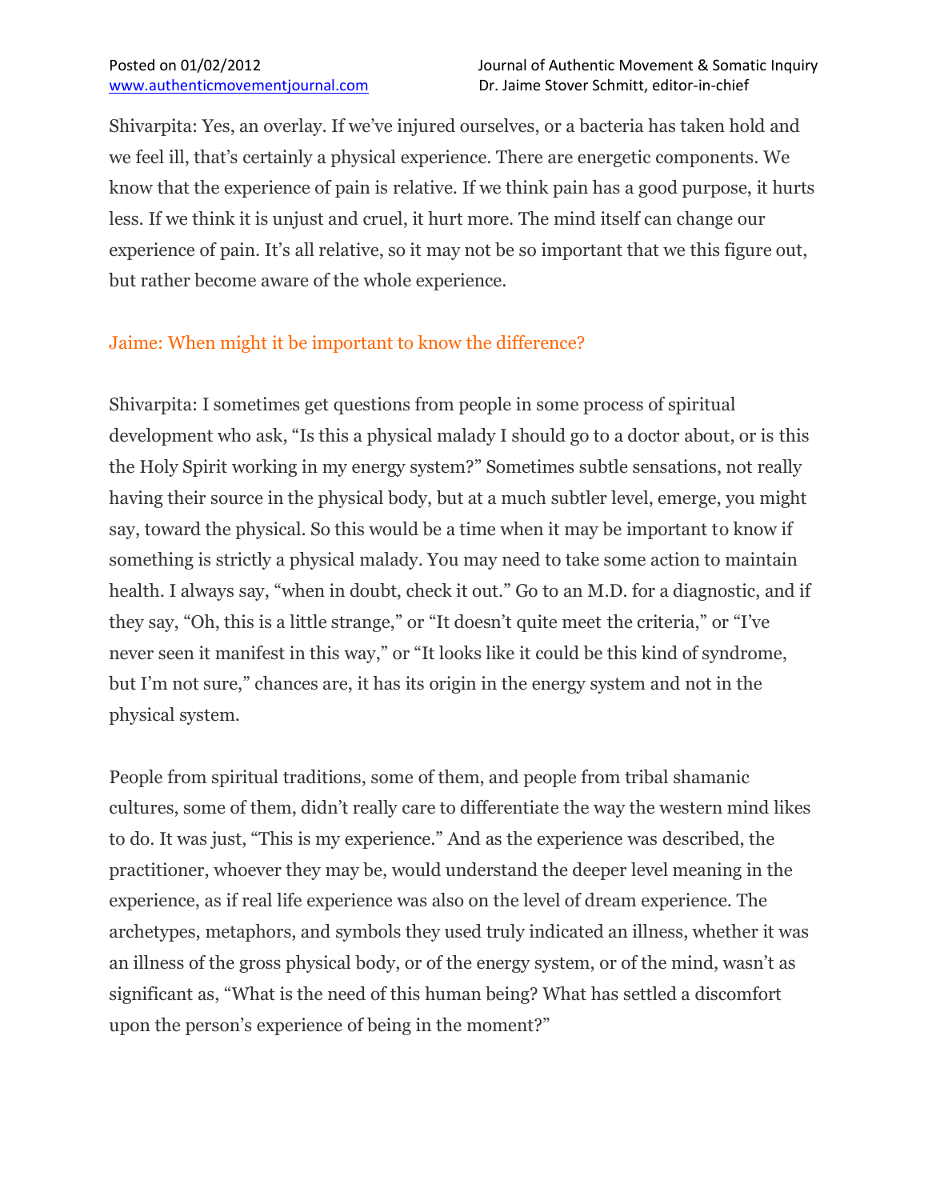Shivarpita: Yes, an overlay. If we've injured ourselves, or a bacteria has taken hold and we feel ill, that's certainly a physical experience. There are energetic components. We know that the experience of pain is relative. If we think pain has a good purpose, it hurts less. If we think it is unjust and cruel, it hurt more. The mind itself can change our experience of pain. It's all relative, so it may not be so important that we this figure out, but rather become aware of the whole experience.

Jaime: When might it be important to know the difference?

Shivarpita: I sometimes get questions from people in some process of spiritual development who ask, "Is this a physical malady I should go to a doctor about, or is this the Holy Spirit working in my energy system?" Sometimes subtle sensations, not really having their source in the physical body, but at a much subtler level, emerge, you might say, toward the physical. So this would be a time when it may be important to know if something is strictly a physical malady. You may need to take some action to maintain health. I always say, "when in doubt, check it out." Go to an M.D. for a diagnostic, and if they say, "Oh, this is a little strange," or "It doesn't quite meet the criteria," or "I've never seen it manifest in this way," or "It looks like it could be this kind of syndrome, but I'm not sure," chances are, it has its origin in the energy system and not in the physical system.

People from spiritual traditions, some of them, and people from tribal shamanic cultures, some of them, didn't really care to differentiate the way the western mind likes to do. It was just, "This is my experience." And as the experience was described, the practitioner, whoever they may be, would understand the deeper level meaning in the experience, as if real life experience was also on the level of dream experience. The archetypes, metaphors, and symbols they used truly indicated an illness, whether it was an illness of the gross physical body, or of the energy system, or of the mind, wasn't as significant as, "What is the need of this human being? What has settled a discomfort upon the person's experience of being in the moment?"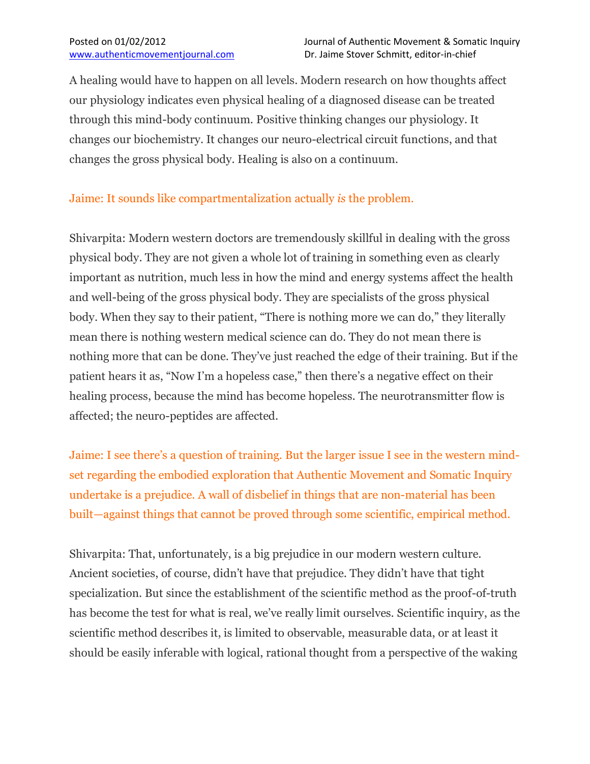A healing would have to happen on all levels. Modern research on how thoughts affect our physiology indicates even physical healing of a diagnosed disease can be treated through this mind-body continuum. Positive thinking changes our physiology. It changes our biochemistry. It changes our neuro-electrical circuit functions, and that changes the gross physical body. Healing is also on a continuum.

Jaime: It sounds like compartmentalization actually *is* the problem.

Shivarpita: Modern western doctors are tremendously skillful in dealing with the gross physical body. They are not given a whole lot of training in something even as clearly important as nutrition, much less in how the mind and energy systems affect the health and well-being of the gross physical body. They are specialists of the gross physical body. When they say to their patient, "There is nothing more we can do," they literally mean there is nothing western medical science can do. They do not mean there is nothing more that can be done. They've just reached the edge of their training. But if the patient hears it as, "Now I'm a hopeless case," then there's a negative effect on their healing process, because the mind has become hopeless. The neurotransmitter flow is affected; the neuro-peptides are affected.

Jaime: I see there's a question of training. But the larger issue I see in the western mind-set regarding the embodied exploration that Authentic Movement and Somatic Inquiry undertake is a prejudice. A wall of disbelief in things that are non-material has been built—against things that cannot be proved through some scientific, empirical method.

Shivarpita: That, unfortunately, is a big prejudice in our modern western culture. Ancient societies, of course, didn't have that prejudice. They didn't have that tight specialization. But since the establishment of the scientific method as the proof-of-truth has become the test for what is real, we've really limit ourselves. Scientific inquiry, as the scientific method describes it, is limited to observable, measurable data, or at least it should be easily inferable with logical, rational thought from a perspective of the waking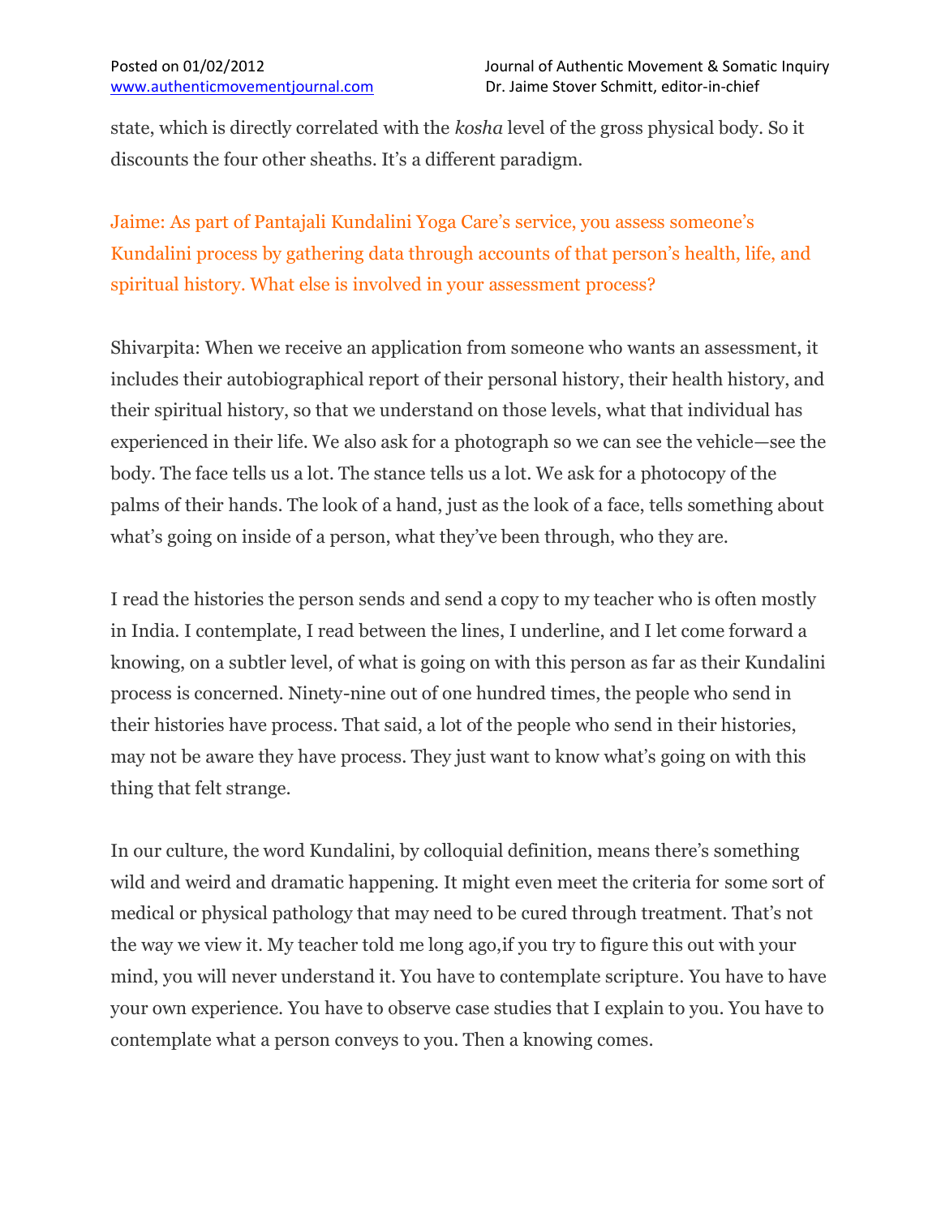state, which is directly correlated with the *kosha* level of the gross physical body. So it discounts the four other sheaths. It's a different paradigm.

Jaime: As part of Pantajali Kundalini Yoga Care's service, you assess someone's Kundalini process by gathering data through accounts of that person's health, life, and spiritual history. What else is involved in your assessment process?

Shivarpita: When we receive an application from someone who wants an assessment, it includes their autobiographical report of their personal history, their health history, and their spiritual history, so that we understand on those levels, what that individual has experienced in their life. We also ask for a photograph so we can see the vehicle—see the body. The face tells us a lot. The stance tells us a lot. We ask for a photocopy of the palms of their hands. The look of a hand, just as the look of a face, tells something about what's going on inside of a person, what they've been through, who they are.

I read the histories the person sends and send a copy to my teacher who is often mostly in India. I contemplate, I read between the lines, I underline, and I let come forward a knowing, on a subtler level, of what is going on with this person as far as their Kundalini process is concerned. Ninety-nine out of one hundred times, the people who send in their histories have process. That said, a lot of the people who send in their histories, may not be aware they have process. They just want to know what's going on with this thing that felt strange.

In our culture, the word Kundalini, by colloquial definition, means there's something wild and weird and dramatic happening. It might even meet the criteria for some sort of medical or physical pathology that may need to be cured through treatment. That's not the way we view it. My teacher told me long ago,if you try to figure this out with your mind, you will never understand it. You have to contemplate scripture. You have to have your own experience. You have to observe case studies that I explain to you. You have to contemplate what a person conveys to you. Then a knowing comes.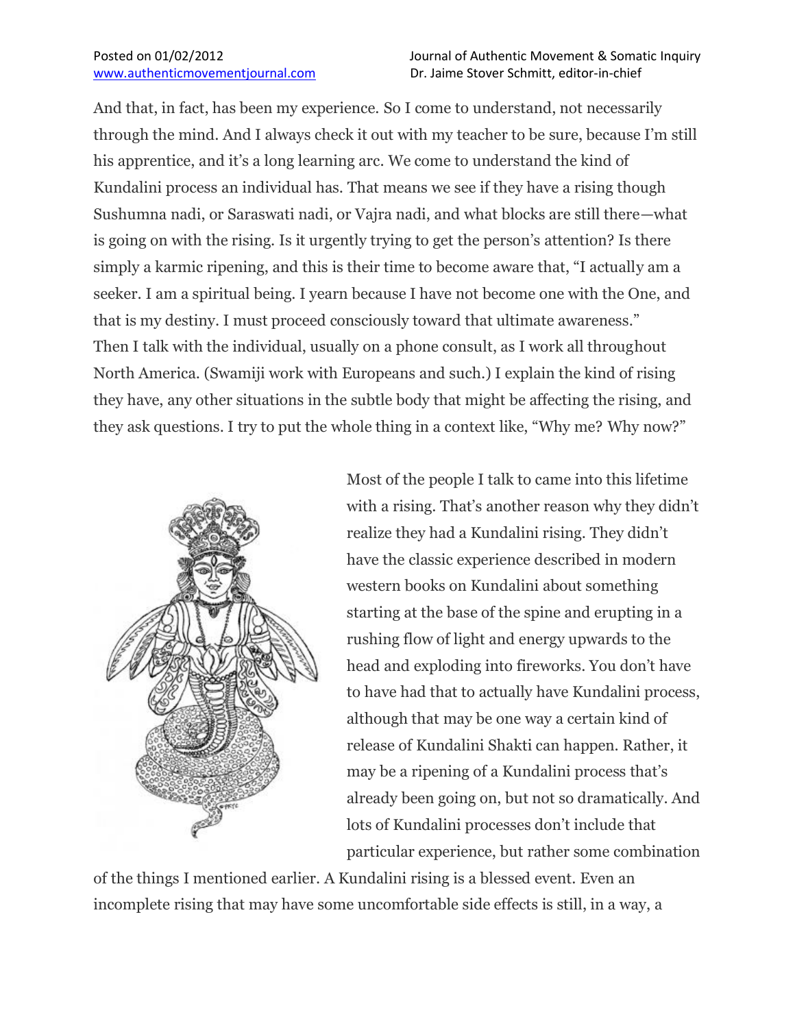And that, in fact, has been my experience. So I come to understand, not necessarily through the mind. And I always check it out with my teacher to be sure, because I'm still his apprentice, and it's a long learning arc. We come to understand the kind of Kundalini process an individual has. That means we see if they have a rising though Sushumna nadi, or Saraswati nadi, or Vajra nadi, and what blocks are still there—what is going on with the rising. Is it urgently trying to get the person's attention? Is there simply a karmic ripening, and this is their time to become aware that, "I actually am a seeker. I am a spiritual being. I yearn because I have not become one with the One, and that is my destiny. I must proceed consciously toward that ultimate awareness."

Then I talk with the individual, usually on a phone consult, as I work all throughout North America. (Swamiji work with Europeans and such.) I explain the kind of rising they have, any other situations in the subtle body that might be affecting the rising, and they ask questions. I try to put the whole thing in a context like, "Why me? Why now?"

Most of the people I talk to came into this lifetime with a rising. That's another reason why they didn't realize they had a Kundalini rising. They didn't have the classic experience described in modern western books on Kundalini about something starting at the base of the spine and erupting in a rushing flow of light and energy upwards to the head and exploding into fireworks. You don't have to have had that to actually have Kundalini process, although that may be one way a certain kind of release of Kundalini Shakti can happen. Rather, it may be a ripening of a Kundalini process that's already been going on, but not so dramatically. And lots of Kundalini processes don't include that particular experience, but rather some combination of the things I mentioned earlier. A Kundalini rising is a blessed event. Even an incomplete rising that may have some uncomfortable side effects is still, in a way, a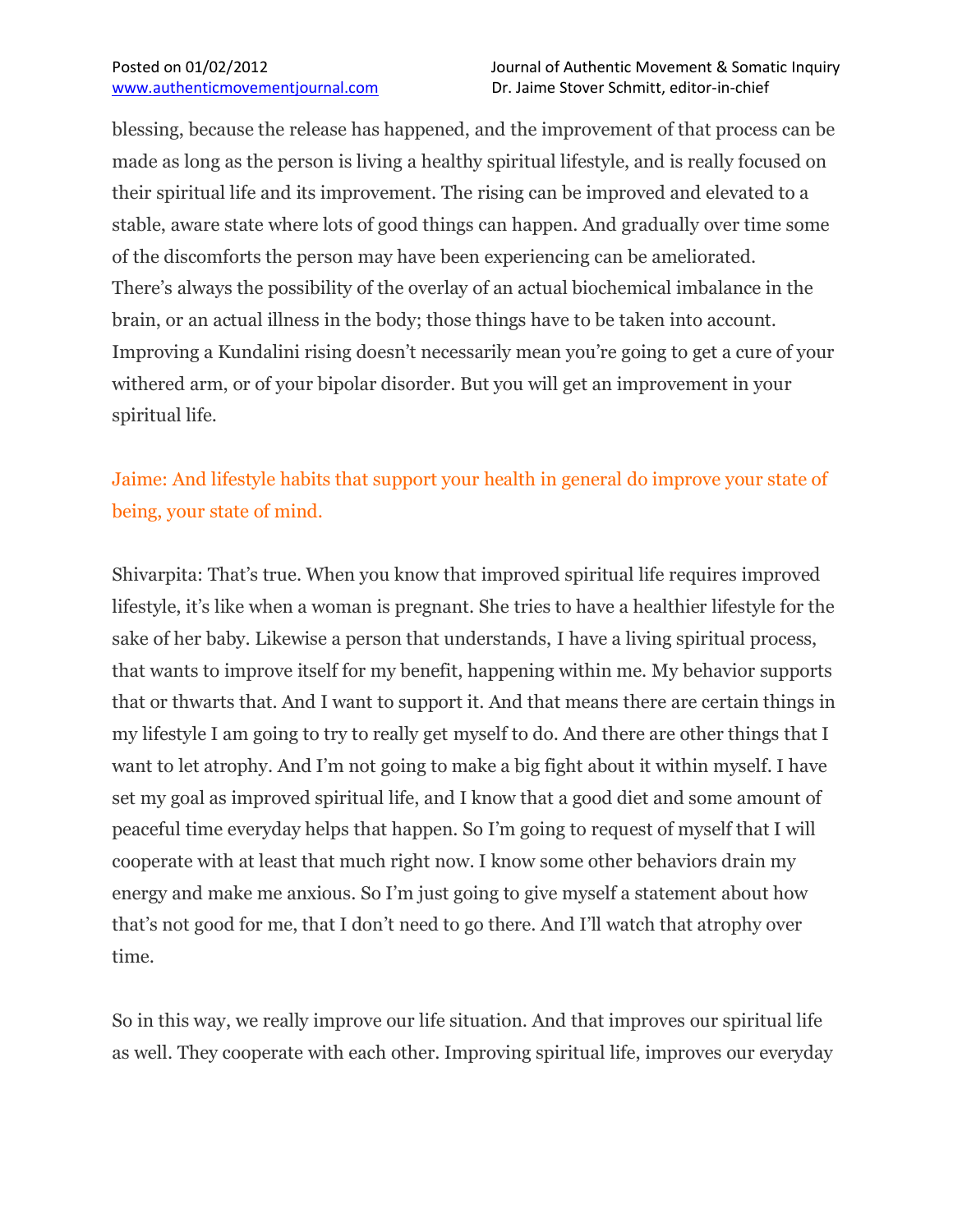blessing, because the release has happened, and the improvement of that process can be made as long as the person is living a healthy spiritual lifestyle, and is really focused on their spiritual life and its improvement. The rising can be improved and elevated to a stable, aware state where lots of good things can happen. And gradually over time some of the discomforts the person may have been experiencing can be ameliorated. There's always the possibility of the overlay of an actual biochemical imbalance in the brain, or an actual illness in the body; those things have to be taken into account. Improving a Kundalini rising doesn't necessarily mean you're going to get a cure of your withered arm, or of your bipolar disorder. But you will get an improvement in your spiritual life.

Jaime: And lifestyle habits that support your health in general do improve your state of being, your state of mind.

Shivarpita: That's true. When you know that improved spiritual life requires improved lifestyle, it's like when a woman is pregnant. She tries to have a healthier lifestyle for the sake of her baby. Likewise a person that understands, I have a living spiritual process, that wants to improve itself for my benefit, happening within me. My behavior supports that or thwarts that. And I want to support it. And that means there are certain things in my lifestyle I am going to try to really get myself to do. And there are other things that I want to let atrophy. And I'm not going to make a big fight about it within myself. I have set my goal as improved spiritual life, and I know that a good diet and some amount of peaceful time everyday helps that happen. So I'm going to request of myself that I will cooperate with at least that much right now. I know some other behaviors drain my energy and make me anxious. So I'm just going to give myself a statement about how that's not good for me, that I don't need to go there. And I'll watch that atrophy over time.

So in this way, we really improve our life situation. And that improves our spiritual life as well. They cooperate with each other. Improving spiritual life, improves our everyday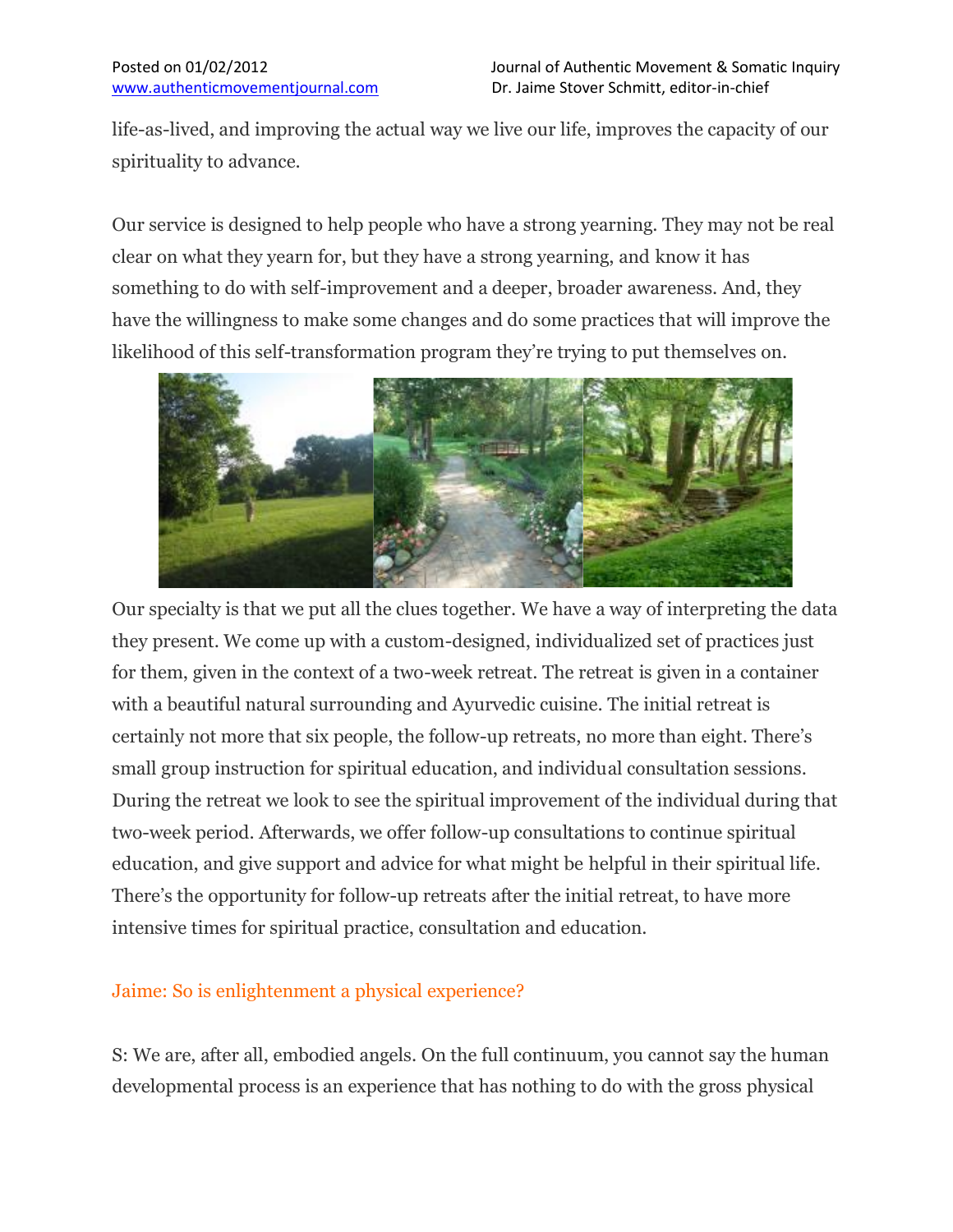life-as-lived, and improving the actual way we live our life, improves the capacity of our spirituality to advance.

Our service is designed to help people who have a strong yearning. They may not be real clear on what they yearn for, but they have a strong yearning, and know it has something to do with self-improvement and a deeper, broader awareness. And, they have the willingness to make some changes and do some practices that will improve the likelihood of this self-transformation program they're trying to put themselves on.

Our specialty is that we put all the clues together. We have a way of interpreting the data they present. We come up with a custom-designed, individualized set of practices just for them, given in the context of a two-week retreat. The retreat is given in a container with a beautiful natural surrounding and Ayurvedic cuisine. The initial retreat is certainly not more that six people, the follow-up retreats, no more than eight. There's small group instruction for spiritual education, and individual consultation sessions. During the retreat we look to see the spiritual improvement of the individual during that two-week period. Afterwards, we offer follow-up consultations to continue spiritual education, and give support and advice for what might be helpful in their spiritual life. There's the opportunity for follow-up retreats after the initial retreat, to have more intensive times for spiritual practice, consultation and education.

Jaime: So is enlightenment a physical experience?

S: We are, after all, embodied angels. On the full continuum, you cannot say the human developmental process is an experience that has nothing to do with the gross physical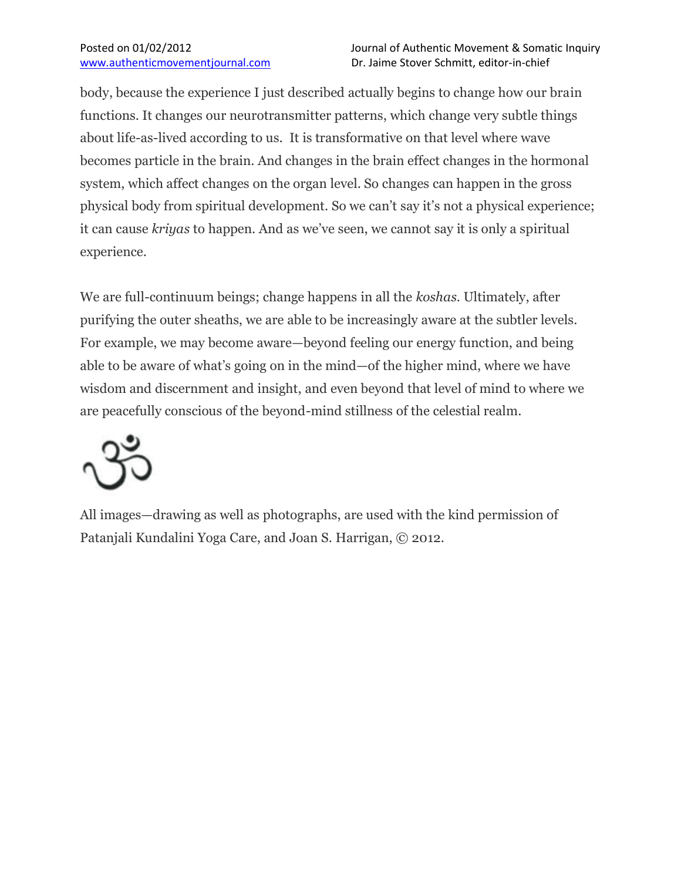body, because the experience I just described actually begins to change how our brain functions. It changes our neurotransmitter patterns, which change very subtle things about life-as-lived according to us. It is transformative on that level where wave becomes particle in the brain. And changes in the brain effect changes in the hormonal system, which affect changes on the organ level. So changes can happen in the gross physical body from spiritual development. So we can't say it's not a physical experience; it can cause *kriyas* to happen. And as we've seen, we cannot say it is only a spiritual experience.

We are full-continuum beings; change happens in all the *koshas*. Ultimately, after purifying the outer sheaths, we are able to be increasingly aware at the subtler levels. For example, we may become aware—beyond feeling our energy function, and being able to be aware of what's going on in the mind—of the higher mind, where we have wisdom and discernment and insight, and even beyond that level of mind to where we are peacefully conscious of the beyond-mind stillness of the celestial realm.

ॐ

All images—drawing as well as photographs, are used with the kind permission of Patanjali Kundalini Yoga Care, and Joan S. Harrigan, © 2012.